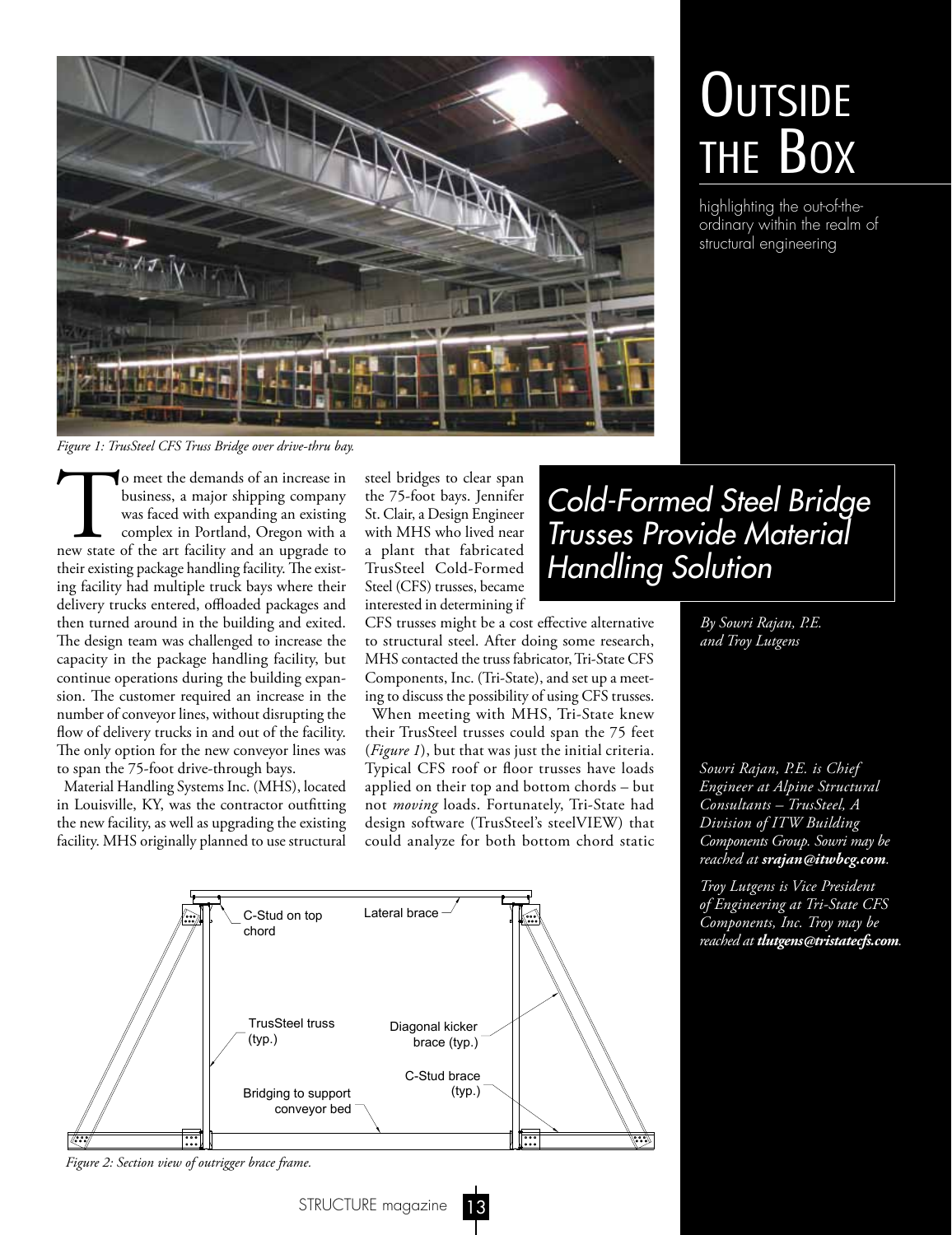# Outside the Box

highlighting the out-of-the-ordinary within the realm of structural engineering

*Figure 1: TrusSteel CFS Truss Bridge over drive-thru bay.*

## Cold-Formed Steel Bridge Trusses Provide Material Handling Solution

*By Sowri Rajan, P.E. and Troy Lutgens*

To meet the demands of an increase in business, a major shipping company was faced with expanding an existing complex in Portland, Oregon with a new state of the art facility and an upgrade to their existing package handling facility. The existing facility had multiple truck bays where their delivery trucks entered, offloaded packages and then turned around in the building and exited. The design team was challenged to increase the capacity in the package handling facility, but continue operations during the building expansion. The customer required an increase in the number of conveyor lines, without disrupting the flow of delivery trucks in and out of the facility. The only option for the new conveyor lines was to span the 75-foot drive-through bays.

Material Handling Systems Inc. (MHS), located in Louisville, KY, was the contractor outfitting the new facility, as well as upgrading the existing facility. MHS originally planned to use structural steel bridges to clear span the 75-foot bays. Jennifer St. Clair, a Design Engineer with MHS who lived near a plant that fabricated TrusSteel Cold-Formed Steel (CFS) trusses, became interested in determining if CFS trusses might be a cost effective alternative to structural steel. After doing some research, MHS contacted the truss fabricator, Tri-State CFS Components, Inc. (Tri-State), and set up a meeting to discuss the possibility of using CFS trusses.

When meeting with MHS, Tri-State knew their TrusSteel trusses could span the 75 feet (*Figure 1*), but that was just the initial criteria. Typical CFS roof or floor trusses have loads applied on their top and bottom chords – but not *moving* loads. Fortunately, Tri-State had design software (TrusSteel's steelVIEW) that could analyze for both bottom chord static

*Figure 2: Section view of outrigger brace frame.*

*Sowri Rajan, P.E. is Chief Engineer at Alpine Structural Consultants – TrusSteel, A Division of ITW Building Components Group. Sowri may be reached at **srajan@itwbcg.com**.*

*Troy Lutgens is Vice President of Engineering at Tri-State CFS Components, Inc. Troy may be reached at **tlutgens@tristatecfs.com**.*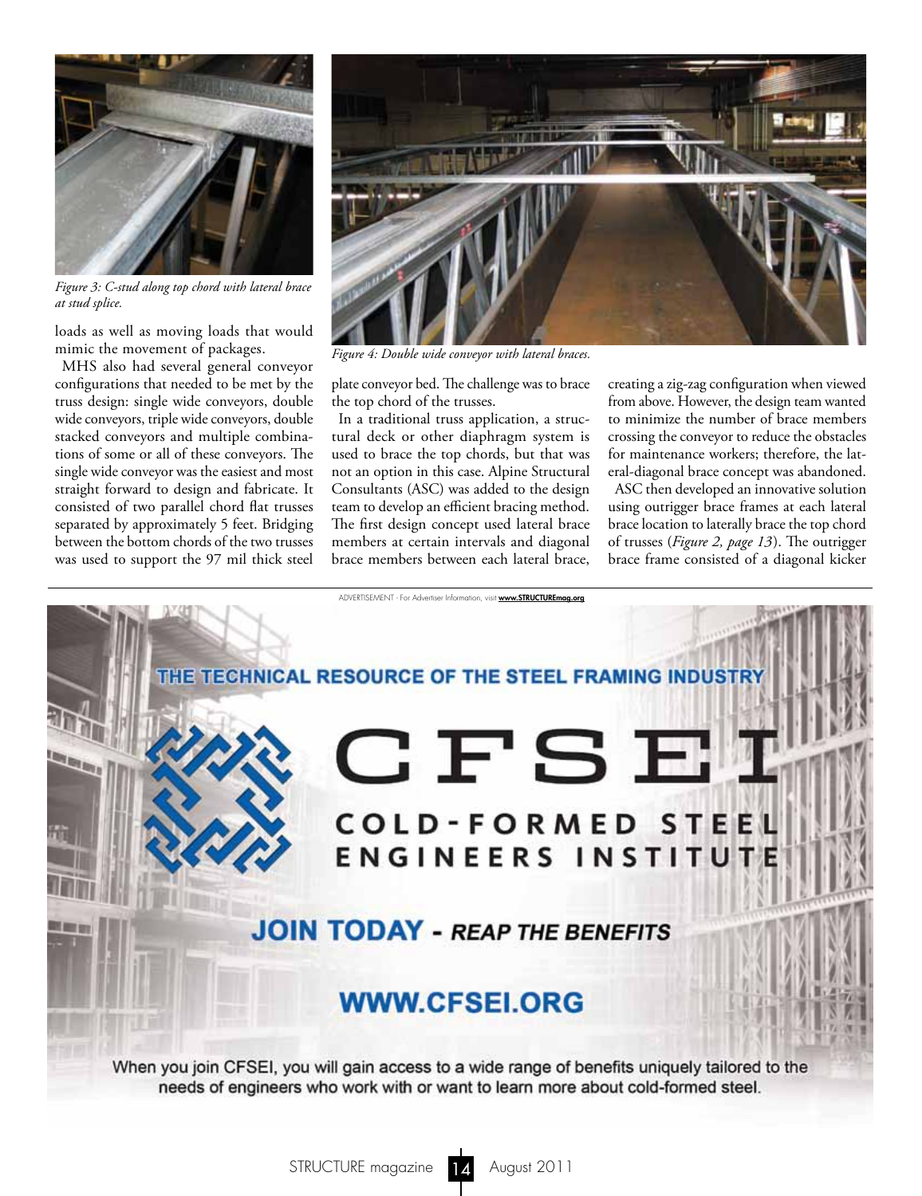*Figure 3: C-stud along top chord with lateral brace at stud splice.*

*Figure 4: Double wide conveyor with lateral braces.*

loads as well as moving loads that would mimic the movement of packages.

MHS also had several general conveyor configurations that needed to be met by the truss design: single wide conveyors, double wide conveyors, triple wide conveyors, double stacked conveyors and multiple combinations of some or all of these conveyors. The single wide conveyor was the easiest and most straight forward to design and fabricate. It consisted of two parallel chord flat trusses separated by approximately 5 feet. Bridging between the bottom chords of the two trusses was used to support the 97 mil thick steel plate conveyor bed. The challenge was to brace the top chord of the trusses.

In a traditional truss application, a structural deck or other diaphragm system is used to brace the top chords, but that was not an option in this case. Alpine Structural Consultants (ASC) was added to the design team to develop an efficient bracing method. The first design concept used lateral brace members at certain intervals and diagonal brace members between each lateral brace, creating a zig-zag configuration when viewed from above. However, the design team wanted to minimize the number of brace members crossing the conveyor to reduce the obstacles for maintenance workers; therefore, the lateral-diagonal brace concept was abandoned.

ASC then developed an innovative solution using outrigger brace frames at each lateral brace location to laterally brace the top chord of trusses (*Figure 2, page 13*). The outrigger brace frame consisted of a diagonal kicker

ADVERTISEMENT - For Advertiser Information, visit **www.STRUCTUREmag.org**

**THE TECHNICAL RESOURCE OF THE STEEL FRAMING INDUSTRY**

# CFSEI

**COLD-FORMED STEEL ENGINEERS INSTITUTE**

**JOIN TODAY** - ***REAP THE BENEFITS***

**WWW.CFSEI.ORG**

When you join CFSEI, you will gain access to a wide range of benefits uniquely tailored to the needs of engineers who work with or want to learn more about cold-formed steel.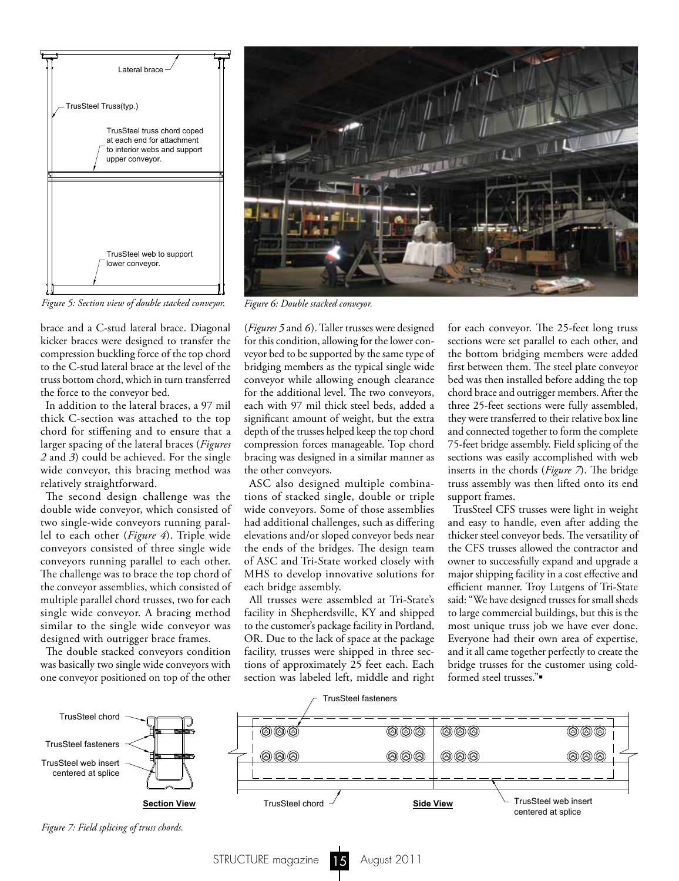Lateral brace

TrusSteel Truss(typ.)

TrusSteel truss chord coped at each end for attachment to interior webs and support upper conveyor.

TrusSteel web to support lower conveyor.

*Figure 5: Section view of double stacked conveyor.*

*Figure 6: Double stacked conveyor.*

brace and a C-stud lateral brace. Diagonal kicker braces were designed to transfer the compression buckling force of the top chord to the C-stud lateral brace at the level of the truss bottom chord, which in turn transferred the force to the conveyor bed.

In addition to the lateral braces, a 97 mil thick C-section was attached to the top chord for stiffening and to ensure that a larger spacing of the lateral braces (*Figures 2* and *3*) could be achieved. For the single wide conveyor, this bracing method was relatively straightforward.

The second design challenge was the double wide conveyor, which consisted of two single-wide conveyors running parallel to each other (*Figure 4*). Triple wide conveyors consisted of three single wide conveyors running parallel to each other. The challenge was to brace the top chord of the conveyor assemblies, which consisted of multiple parallel chord trusses, two for each single wide conveyor. A bracing method similar to the single wide conveyor was designed with outrigger brace frames.

The double stacked conveyors condition was basically two single wide conveyors with one conveyor positioned on top of the other (*Figures 5* and *6*). Taller trusses were designed for this condition, allowing for the lower conveyor bed to be supported by the same type of bridging members as the typical single wide conveyor while allowing enough clearance for the additional level. The two conveyors, each with 97 mil thick steel beds, added a significant amount of weight, but the extra depth of the trusses helped keep the top chord compression forces manageable. Top chord bracing was designed in a similar manner as the other conveyors.

ASC also designed multiple combinations of stacked single, double or triple wide conveyors. Some of those assemblies had additional challenges, such as differing elevations and/or sloped conveyor beds near the ends of the bridges. The design team of ASC and Tri-State worked closely with MHS to develop innovative solutions for each bridge assembly.

All trusses were assembled at Tri-State's facility in Shepherdsville, KY and shipped to the customer's package facility in Portland, OR. Due to the lack of space at the package facility, trusses were shipped in three sections of approximately 25 feet each. Each section was labeled left, middle and right for each conveyor. The 25-feet long truss sections were set parallel to each other, and the bottom bridging members were added first between them. The steel plate conveyor bed was then installed before adding the top chord brace and outrigger members. After the three 25-feet sections were fully assembled, they were transferred to their relative box line and connected together to form the complete 75-feet bridge assembly. Field splicing of the sections was easily accomplished with web inserts in the chords (*Figure 7*). The bridge truss assembly was then lifted onto its end support frames.

TrusSteel CFS trusses were light in weight and easy to handle, even after adding the thicker steel conveyor beds. The versatility of the CFS trusses allowed the contractor and owner to successfully expand and upgrade a major shipping facility in a cost effective and efficient manner. Troy Lutgens of Tri-State said: "We have designed trusses for small sheds to large commercial buildings, but this is the most unique truss job we have ever done. Everyone had their own area of expertise, and it all came together perfectly to create the bridge trusses for the customer using cold-formed steel trusses."▪

TrusSteel chord

TrusSteel fasteners

TrusSteel web insert centered at splice

**Section View**

TrusSteel fasteners

TrusSteel chord

**Side View**

TrusSteel web insert centered at splice

*Figure 7: Field splicing of truss chords.*